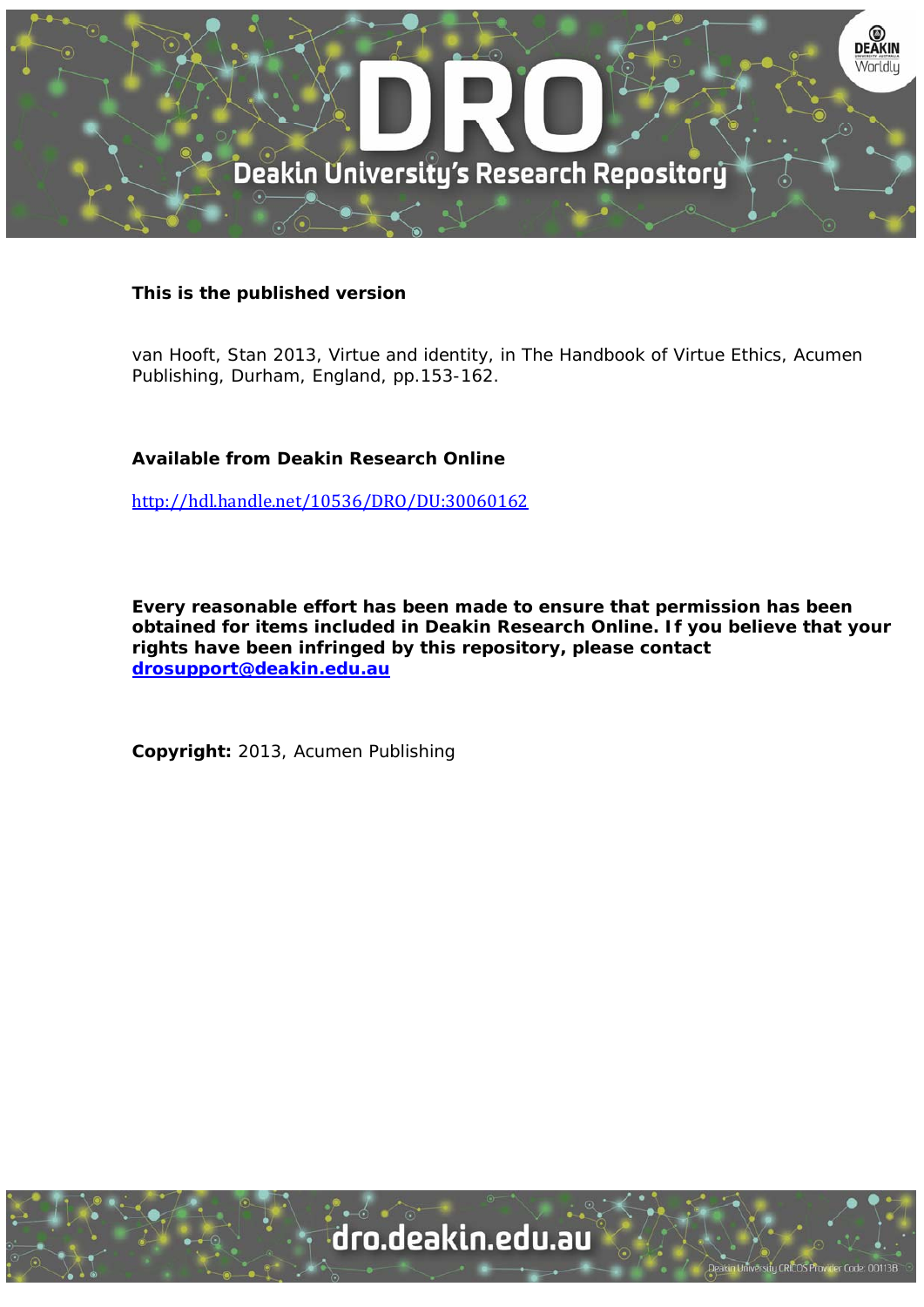**This is the published version**

van Hooft, Stan 2013, Virtue and identity, in The Handbook of Virtue Ethics, Acumen Publishing, Durham, England, pp.153-162.

**Available from Deakin Research Online**

http://hdl.handle.net/10536/DRO/DU:30060162

**Every reasonable effort has been made to ensure that permission has been obtained for items included in Deakin Research Online. If you believe that your rights have been infringed by this repository, please contact drosupport@deakin.edu.au**

**Copyright:** 2013, Acumen Publishing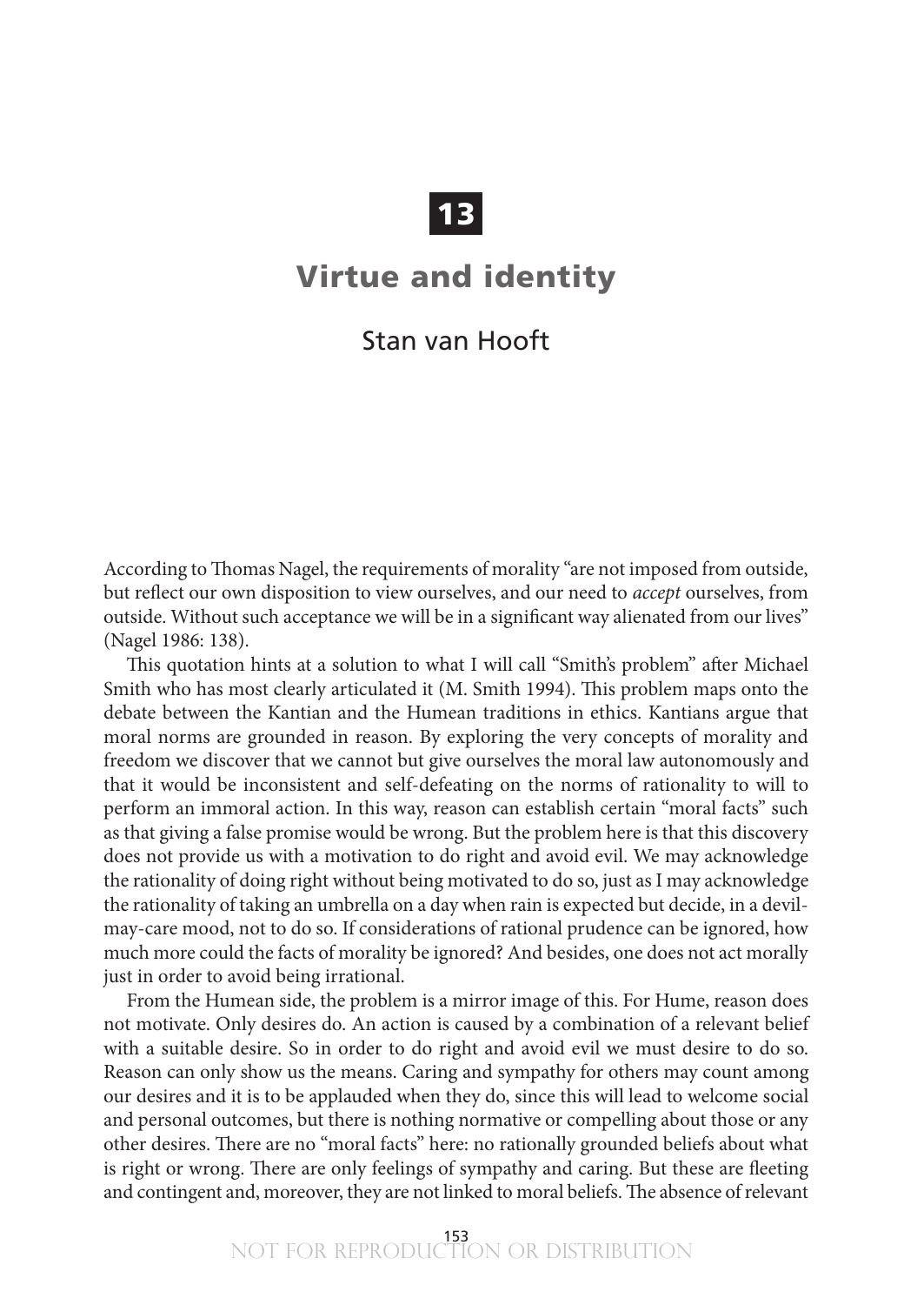# 13

# Virtue and identity

## Stan van Hooft

According to Thomas Nagel, the requirements of morality "are not imposed from outside, but reflect our own disposition to view ourselves, and our need to *accept* ourselves, from outside. Without such acceptance we will be in a significant way alienated from our lives" (Nagel 1986: 138).

This quotation hints at a solution to what I will call "Smith's problem" after Michael Smith who has most clearly articulated it (M. Smith 1994). This problem maps onto the debate between the Kantian and the Humean traditions in ethics. Kantians argue that moral norms are grounded in reason. By exploring the very concepts of morality and freedom we discover that we cannot but give ourselves the moral law autonomously and that it would be inconsistent and self-defeating on the norms of rationality to will to perform an immoral action. In this way, reason can establish certain "moral facts" such as that giving a false promise would be wrong. But the problem here is that this discovery does not provide us with a motivation to do right and avoid evil. We may acknowledge the rationality of doing right without being motivated to do so, just as I may acknowledge the rationality of taking an umbrella on a day when rain is expected but decide, in a devil-may-care mood, not to do so. If considerations of rational prudence can be ignored, how much more could the facts of morality be ignored? And besides, one does not act morally just in order to avoid being irrational.

From the Humean side, the problem is a mirror image of this. For Hume, reason does not motivate. Only desires do. An action is caused by a combination of a relevant belief with a suitable desire. So in order to do right and avoid evil we must desire to do so. Reason can only show us the means. Caring and sympathy for others may count among our desires and it is to be applauded when they do, since this will lead to welcome social and personal outcomes, but there is nothing normative or compelling about those or any other desires. There are no "moral facts" here: no rationally grounded beliefs about what is right or wrong. There are only feelings of sympathy and caring. But these are fleeting and contingent and, moreover, they are not linked to moral beliefs. The absence of relevant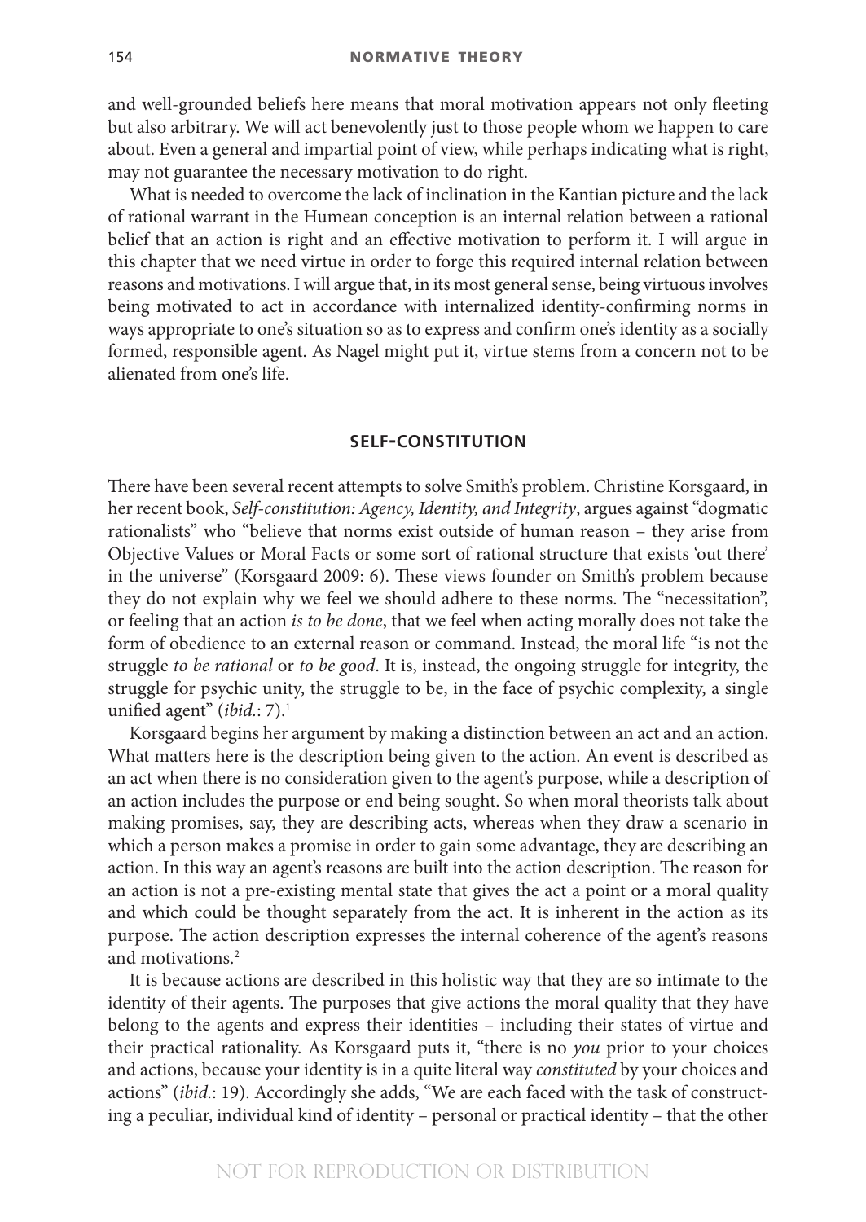and well-grounded beliefs here means that moral motivation appears not only fleeting but also arbitrary. We will act benevolently just to those people whom we happen to care about. Even a general and impartial point of view, while perhaps indicating what is right, may not guarantee the necessary motivation to do right.

What is needed to overcome the lack of inclination in the Kantian picture and the lack of rational warrant in the Humean conception is an internal relation between a rational belief that an action is right and an effective motivation to perform it. I will argue in this chapter that we need virtue in order to forge this required internal relation between reasons and motivations. I will argue that, in its most general sense, being virtuous involves being motivated to act in accordance with internalized identity-confirming norms in ways appropriate to one's situation so as to express and confirm one's identity as a socially formed, responsible agent. As Nagel might put it, virtue stems from a concern not to be alienated from one's life.

## SELF-CONSTITUTION

There have been several recent attempts to solve Smith's problem. Christine Korsgaard, in her recent book, *Self-constitution: Agency, Identity, and Integrity*, argues against "dogmatic rationalists" who "believe that norms exist outside of human reason – they arise from Objective Values or Moral Facts or some sort of rational structure that exists 'out there' in the universe" (Korsgaard 2009: 6). These views founder on Smith's problem because they do not explain why we feel we should adhere to these norms. The "necessitation", or feeling that an action *is to be done*, that we feel when acting morally does not take the form of obedience to an external reason or command. Instead, the moral life "is not the struggle *to be rational* or *to be good*. It is, instead, the ongoing struggle for integrity, the struggle for psychic unity, the struggle to be, in the face of psychic complexity, a single unified agent" (*ibid*.: 7).[1]

Korsgaard begins her argument by making a distinction between an act and an action. What matters here is the description being given to the action. An event is described as an act when there is no consideration given to the agent's purpose, while a description of an action includes the purpose or end being sought. So when moral theorists talk about making promises, say, they are describing acts, whereas when they draw a scenario in which a person makes a promise in order to gain some advantage, they are describing an action. In this way an agent's reasons are built into the action description. The reason for an action is not a pre-existing mental state that gives the act a point or a moral quality and which could be thought separately from the act. It is inherent in the action as its purpose. The action description expresses the internal coherence of the agent's reasons and motivations.[2]

It is because actions are described in this holistic way that they are so intimate to the identity of their agents. The purposes that give actions the moral quality that they have belong to the agents and express their identities – including their states of virtue and their practical rationality. As Korsgaard puts it, "there is no *you* prior to your choices and actions, because your identity is in a quite literal way *constituted* by your choices and actions" (*ibid*.: 19). Accordingly she adds, "We are each faced with the task of constructing a peculiar, individual kind of identity – personal or practical identity – that the other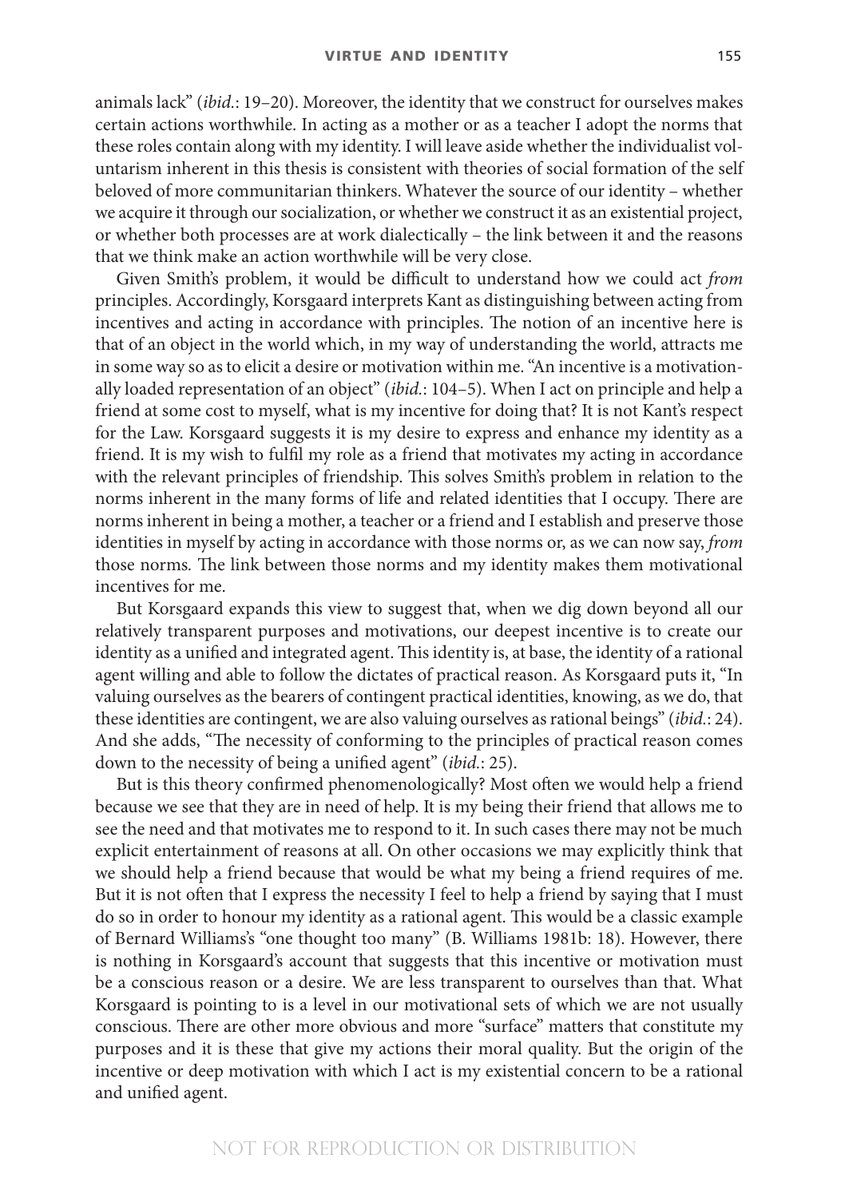animals lack" (*ibid.*: 19–20). Moreover, the identity that we construct for ourselves makes certain actions worthwhile. In acting as a mother or as a teacher I adopt the norms that these roles contain along with my identity. I will leave aside whether the individualist voluntarism inherent in this thesis is consistent with theories of social formation of the self beloved of more communitarian thinkers. Whatever the source of our identity – whether we acquire it through our socialization, or whether we construct it as an existential project, or whether both processes are at work dialectically – the link between it and the reasons that we think make an action worthwhile will be very close.

Given Smith's problem, it would be difficult to understand how we could act *from* principles. Accordingly, Korsgaard interprets Kant as distinguishing between acting from incentives and acting in accordance with principles. The notion of an incentive here is that of an object in the world which, in my way of understanding the world, attracts me in some way so as to elicit a desire or motivation within me. "An incentive is a motivationally loaded representation of an object" (*ibid.*: 104–5). When I act on principle and help a friend at some cost to myself, what is my incentive for doing that? It is not Kant's respect for the Law. Korsgaard suggests it is my desire to express and enhance my identity as a friend. It is my wish to fulfil my role as a friend that motivates my acting in accordance with the relevant principles of friendship. This solves Smith's problem in relation to the norms inherent in the many forms of life and related identities that I occupy. There are norms inherent in being a mother, a teacher or a friend and I establish and preserve those identities in myself by acting in accordance with those norms or, as we can now say, *from* those norms. The link between those norms and my identity makes them motivational incentives for me.

But Korsgaard expands this view to suggest that, when we dig down beyond all our relatively transparent purposes and motivations, our deepest incentive is to create our identity as a unified and integrated agent. This identity is, at base, the identity of a rational agent willing and able to follow the dictates of practical reason. As Korsgaard puts it, "In valuing ourselves as the bearers of contingent practical identities, knowing, as we do, that these identities are contingent, we are also valuing ourselves as rational beings" (*ibid.*: 24). And she adds, "The necessity of conforming to the principles of practical reason comes down to the necessity of being a unified agent" (*ibid.*: 25).

But is this theory confirmed phenomenologically? Most often we would help a friend because we see that they are in need of help. It is my being their friend that allows me to see the need and that motivates me to respond to it. In such cases there may not be much explicit entertainment of reasons at all. On other occasions we may explicitly think that we should help a friend because that would be what my being a friend requires of me. But it is not often that I express the necessity I feel to help a friend by saying that I must do so in order to honour my identity as a rational agent. This would be a classic example of Bernard Williams's "one thought too many" (B. Williams 1981b: 18). However, there is nothing in Korsgaard's account that suggests that this incentive or motivation must be a conscious reason or a desire. We are less transparent to ourselves than that. What Korsgaard is pointing to is a level in our motivational sets of which we are not usually conscious. There are other more obvious and more "surface" matters that constitute my purposes and it is these that give my actions their moral quality. But the origin of the incentive or deep motivation with which I act is my existential concern to be a rational and unified agent.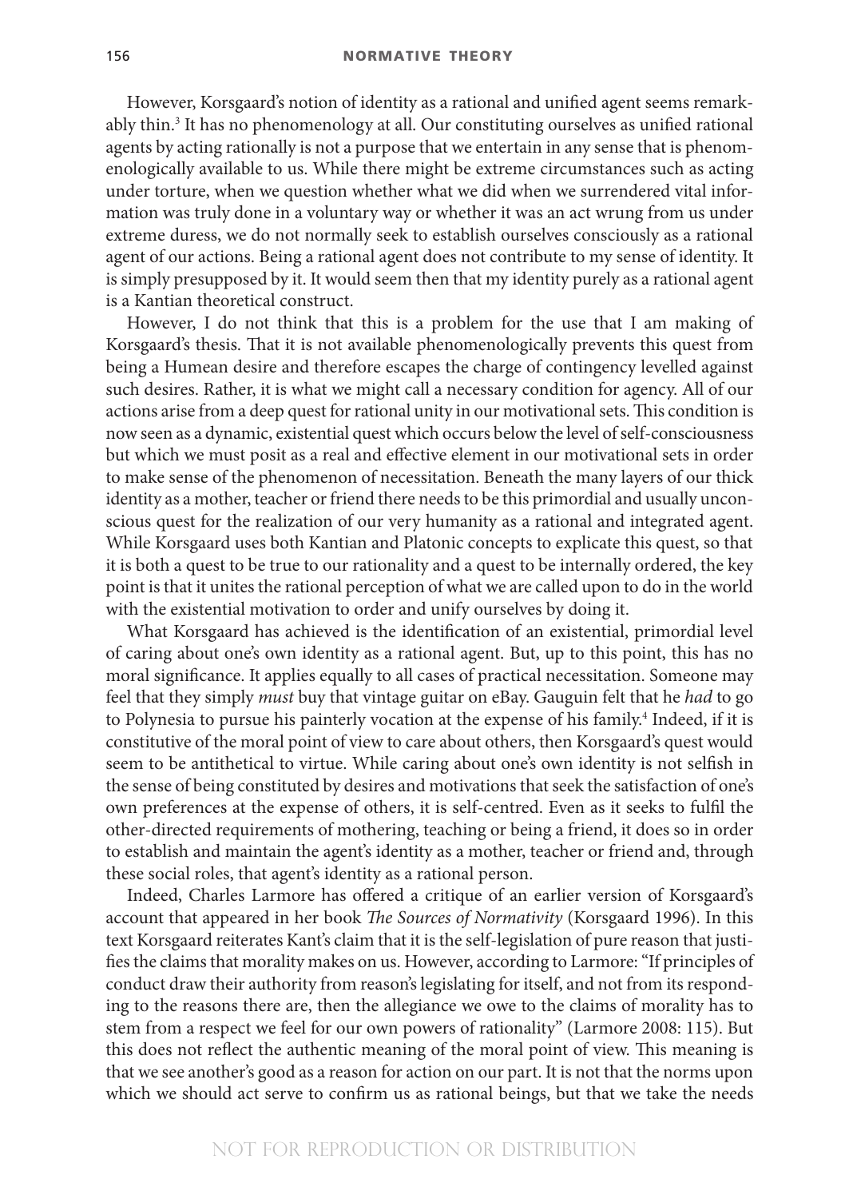However, Korsgaard's notion of identity as a rational and unified agent seems remarkably thin.[3] It has no phenomenology at all. Our constituting ourselves as unified rational agents by acting rationally is not a purpose that we entertain in any sense that is phenomenologically available to us. While there might be extreme circumstances such as acting under torture, when we question whether what we did when we surrendered vital information was truly done in a voluntary way or whether it was an act wrung from us under extreme duress, we do not normally seek to establish ourselves consciously as a rational agent of our actions. Being a rational agent does not contribute to my sense of identity. It is simply presupposed by it. It would seem then that my identity purely as a rational agent is a Kantian theoretical construct.

However, I do not think that this is a problem for the use that I am making of Korsgaard's thesis. That it is not available phenomenologically prevents this quest from being a Humean desire and therefore escapes the charge of contingency levelled against such desires. Rather, it is what we might call a necessary condition for agency. All of our actions arise from a deep quest for rational unity in our motivational sets. This condition is now seen as a dynamic, existential quest which occurs below the level of self-consciousness but which we must posit as a real and effective element in our motivational sets in order to make sense of the phenomenon of necessitation. Beneath the many layers of our thick identity as a mother, teacher or friend there needs to be this primordial and usually unconscious quest for the realization of our very humanity as a rational and integrated agent. While Korsgaard uses both Kantian and Platonic concepts to explicate this quest, so that it is both a quest to be true to our rationality and a quest to be internally ordered, the key point is that it unites the rational perception of what we are called upon to do in the world with the existential motivation to order and unify ourselves by doing it.

What Korsgaard has achieved is the identification of an existential, primordial level of caring about one's own identity as a rational agent. But, up to this point, this has no moral significance. It applies equally to all cases of practical necessitation. Someone may feel that they simply *must* buy that vintage guitar on eBay. Gauguin felt that he *had* to go to Polynesia to pursue his painterly vocation at the expense of his family.[4] Indeed, if it is constitutive of the moral point of view to care about others, then Korsgaard's quest would seem to be antithetical to virtue. While caring about one's own identity is not selfish in the sense of being constituted by desires and motivations that seek the satisfaction of one's own preferences at the expense of others, it is self-centred. Even as it seeks to fulfil the other-directed requirements of mothering, teaching or being a friend, it does so in order to establish and maintain the agent's identity as a mother, teacher or friend and, through these social roles, that agent's identity as a rational person.

Indeed, Charles Larmore has offered a critique of an earlier version of Korsgaard's account that appeared in her book *The Sources of Normativity* (Korsgaard 1996). In this text Korsgaard reiterates Kant's claim that it is the self-legislation of pure reason that justifies the claims that morality makes on us. However, according to Larmore: "If principles of conduct draw their authority from reason's legislating for itself, and not from its responding to the reasons there are, then the allegiance we owe to the claims of morality has to stem from a respect we feel for our own powers of rationality" (Larmore 2008: 115). But this does not reflect the authentic meaning of the moral point of view. This meaning is that we see another's good as a reason for action on our part. It is not that the norms upon which we should act serve to confirm us as rational beings, but that we take the needs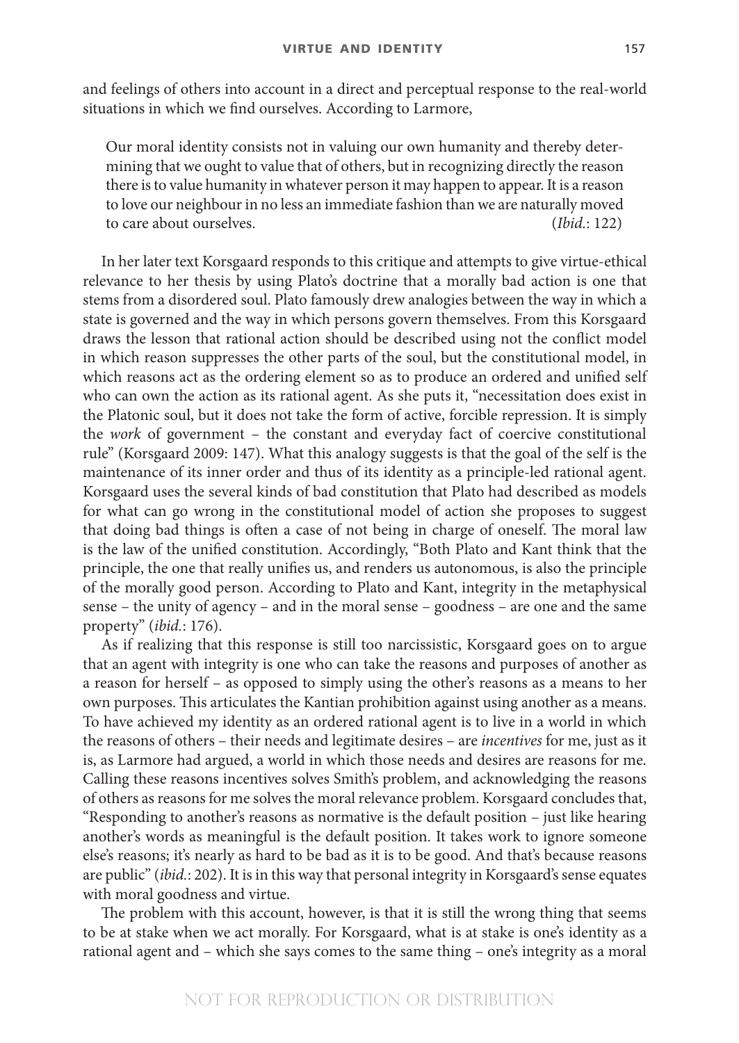and feelings of others into account in a direct and perceptual response to the real-world situations in which we find ourselves. According to Larmore,

> Our moral identity consists not in valuing our own humanity and thereby determining that we ought to value that of others, but in recognizing directly the reason there is to value humanity in whatever person it may happen to appear. It is a reason to love our neighbour in no less an immediate fashion than we are naturally moved to care about ourselves. (*Ibid.*: 122)

In her later text Korsgaard responds to this critique and attempts to give virtue-ethical relevance to her thesis by using Plato's doctrine that a morally bad action is one that stems from a disordered soul. Plato famously drew analogies between the way in which a state is governed and the way in which persons govern themselves. From this Korsgaard draws the lesson that rational action should be described using not the conflict model in which reason suppresses the other parts of the soul, but the constitutional model, in which reasons act as the ordering element so as to produce an ordered and unified self who can own the action as its rational agent. As she puts it, "necessitation does exist in the Platonic soul, but it does not take the form of active, forcible repression. It is simply the *work* of government – the constant and everyday fact of coercive constitutional rule" (Korsgaard 2009: 147). What this analogy suggests is that the goal of the self is the maintenance of its inner order and thus of its identity as a principle-led rational agent. Korsgaard uses the several kinds of bad constitution that Plato had described as models for what can go wrong in the constitutional model of action she proposes to suggest that doing bad things is often a case of not being in charge of oneself. The moral law is the law of the unified constitution. Accordingly, "Both Plato and Kant think that the principle, the one that really unifies us, and renders us autonomous, is also the principle of the morally good person. According to Plato and Kant, integrity in the metaphysical sense – the unity of agency – and in the moral sense – goodness – are one and the same property" (*ibid.*: 176).

As if realizing that this response is still too narcissistic, Korsgaard goes on to argue that an agent with integrity is one who can take the reasons and purposes of another as a reason for herself – as opposed to simply using the other's reasons as a means to her own purposes. This articulates the Kantian prohibition against using another as a means. To have achieved my identity as an ordered rational agent is to live in a world in which the reasons of others – their needs and legitimate desires – are *incentives* for me, just as it is, as Larmore had argued, a world in which those needs and desires are reasons for me. Calling these reasons incentives solves Smith's problem, and acknowledging the reasons of others as reasons for me solves the moral relevance problem. Korsgaard concludes that, "Responding to another's reasons as normative is the default position – just like hearing another's words as meaningful is the default position. It takes work to ignore someone else's reasons; it's nearly as hard to be bad as it is to be good. And that's because reasons are public" (*ibid.*: 202). It is in this way that personal integrity in Korsgaard's sense equates with moral goodness and virtue.

The problem with this account, however, is that it is still the wrong thing that seems to be at stake when we act morally. For Korsgaard, what is at stake is one's identity as a rational agent and – which she says comes to the same thing – one's integrity as a moral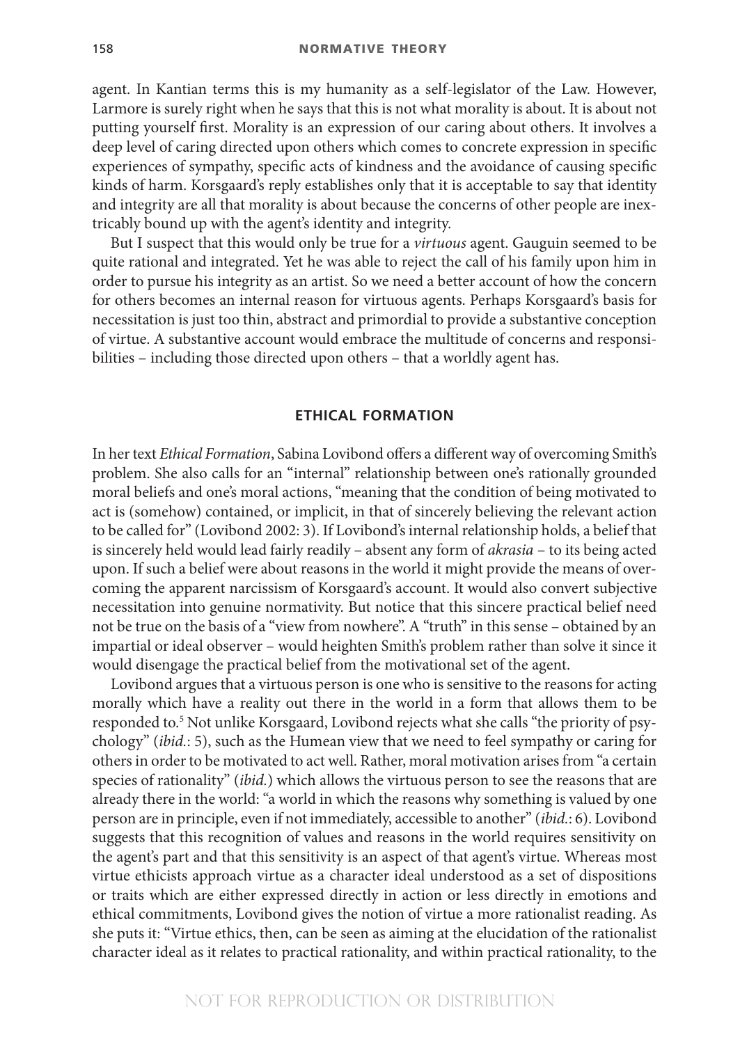agent. In Kantian terms this is my humanity as a self-legislator of the Law. However, Larmore is surely right when he says that this is not what morality is about. It is about not putting yourself first. Morality is an expression of our caring about others. It involves a deep level of caring directed upon others which comes to concrete expression in specific experiences of sympathy, specific acts of kindness and the avoidance of causing specific kinds of harm. Korsgaard's reply establishes only that it is acceptable to say that identity and integrity are all that morality is about because the concerns of other people are inextricably bound up with the agent's identity and integrity.

But I suspect that this would only be true for a *virtuous* agent. Gauguin seemed to be quite rational and integrated. Yet he was able to reject the call of his family upon him in order to pursue his integrity as an artist. So we need a better account of how the concern for others becomes an internal reason for virtuous agents. Perhaps Korsgaard's basis for necessitation is just too thin, abstract and primordial to provide a substantive conception of virtue. A substantive account would embrace the multitude of concerns and responsibilities – including those directed upon others – that a worldly agent has.

## ETHICAL FORMATION

In her text *Ethical Formation*, Sabina Lovibond offers a different way of overcoming Smith's problem. She also calls for an "internal" relationship between one's rationally grounded moral beliefs and one's moral actions, "meaning that the condition of being motivated to act is (somehow) contained, or implicit, in that of sincerely believing the relevant action to be called for" (Lovibond 2002: 3). If Lovibond's internal relationship holds, a belief that is sincerely held would lead fairly readily – absent any form of *akrasia* – to its being acted upon. If such a belief were about reasons in the world it might provide the means of overcoming the apparent narcissism of Korsgaard's account. It would also convert subjective necessitation into genuine normativity. But notice that this sincere practical belief need not be true on the basis of a "view from nowhere". A "truth" in this sense – obtained by an impartial or ideal observer – would heighten Smith's problem rather than solve it since it would disengage the practical belief from the motivational set of the agent.

Lovibond argues that a virtuous person is one who is sensitive to the reasons for acting morally which have a reality out there in the world in a form that allows them to be responded to.[5] Not unlike Korsgaard, Lovibond rejects what she calls "the priority of psychology" (*ibid.*: 5), such as the Humean view that we need to feel sympathy or caring for others in order to be motivated to act well. Rather, moral motivation arises from "a certain species of rationality" (*ibid.*) which allows the virtuous person to see the reasons that are already there in the world: "a world in which the reasons why something is valued by one person are in principle, even if not immediately, accessible to another" (*ibid.*: 6). Lovibond suggests that this recognition of values and reasons in the world requires sensitivity on the agent's part and that this sensitivity is an aspect of that agent's virtue. Whereas most virtue ethicists approach virtue as a character ideal understood as a set of dispositions or traits which are either expressed directly in action or less directly in emotions and ethical commitments, Lovibond gives the notion of virtue a more rationalist reading. As she puts it: "Virtue ethics, then, can be seen as aiming at the elucidation of the rationalist character ideal as it relates to practical rationality, and within practical rationality, to the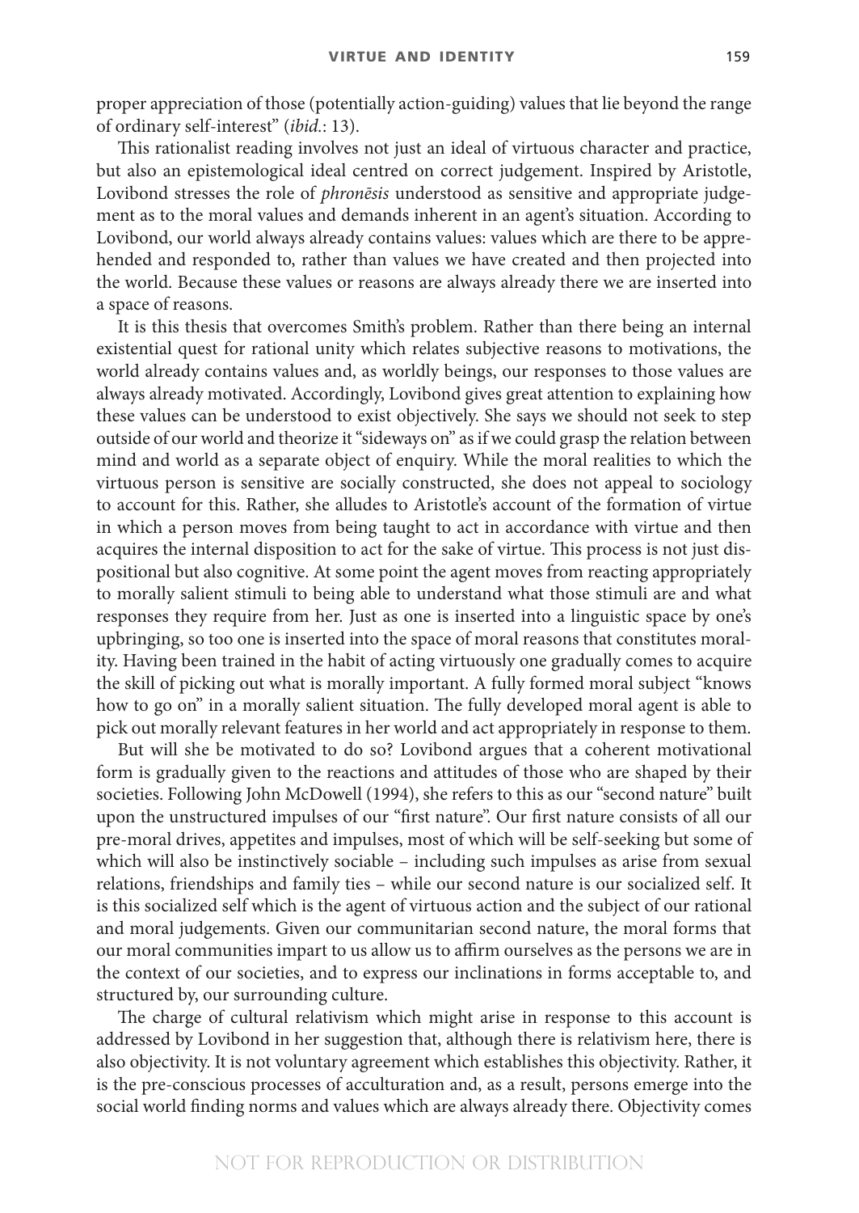proper appreciation of those (potentially action-guiding) values that lie beyond the range of ordinary self-interest" (*ibid*.: 13).

This rationalist reading involves not just an ideal of virtuous character and practice, but also an epistemological ideal centred on correct judgement. Inspired by Aristotle, Lovibond stresses the role of *phronēsis* understood as sensitive and appropriate judgement as to the moral values and demands inherent in an agent's situation. According to Lovibond, our world always already contains values: values which are there to be apprehended and responded to, rather than values we have created and then projected into the world. Because these values or reasons are always already there we are inserted into a space of reasons.

It is this thesis that overcomes Smith's problem. Rather than there being an internal existential quest for rational unity which relates subjective reasons to motivations, the world already contains values and, as worldly beings, our responses to those values are always already motivated. Accordingly, Lovibond gives great attention to explaining how these values can be understood to exist objectively. She says we should not seek to step outside of our world and theorize it "sideways on" as if we could grasp the relation between mind and world as a separate object of enquiry. While the moral realities to which the virtuous person is sensitive are socially constructed, she does not appeal to sociology to account for this. Rather, she alludes to Aristotle's account of the formation of virtue in which a person moves from being taught to act in accordance with virtue and then acquires the internal disposition to act for the sake of virtue. This process is not just dispositional but also cognitive. At some point the agent moves from reacting appropriately to morally salient stimuli to being able to understand what those stimuli are and what responses they require from her. Just as one is inserted into a linguistic space by one's upbringing, so too one is inserted into the space of moral reasons that constitutes morality. Having been trained in the habit of acting virtuously one gradually comes to acquire the skill of picking out what is morally important. A fully formed moral subject "knows how to go on" in a morally salient situation. The fully developed moral agent is able to pick out morally relevant features in her world and act appropriately in response to them.

But will she be motivated to do so? Lovibond argues that a coherent motivational form is gradually given to the reactions and attitudes of those who are shaped by their societies. Following John McDowell (1994), she refers to this as our "second nature" built upon the unstructured impulses of our "first nature". Our first nature consists of all our pre-moral drives, appetites and impulses, most of which will be self-seeking but some of which will also be instinctively sociable – including such impulses as arise from sexual relations, friendships and family ties – while our second nature is our socialized self. It is this socialized self which is the agent of virtuous action and the subject of our rational and moral judgements. Given our communitarian second nature, the moral forms that our moral communities impart to us allow us to affirm ourselves as the persons we are in the context of our societies, and to express our inclinations in forms acceptable to, and structured by, our surrounding culture.

The charge of cultural relativism which might arise in response to this account is addressed by Lovibond in her suggestion that, although there is relativism here, there is also objectivity. It is not voluntary agreement which establishes this objectivity. Rather, it is the pre-conscious processes of acculturation and, as a result, persons emerge into the social world finding norms and values which are always already there. Objectivity comes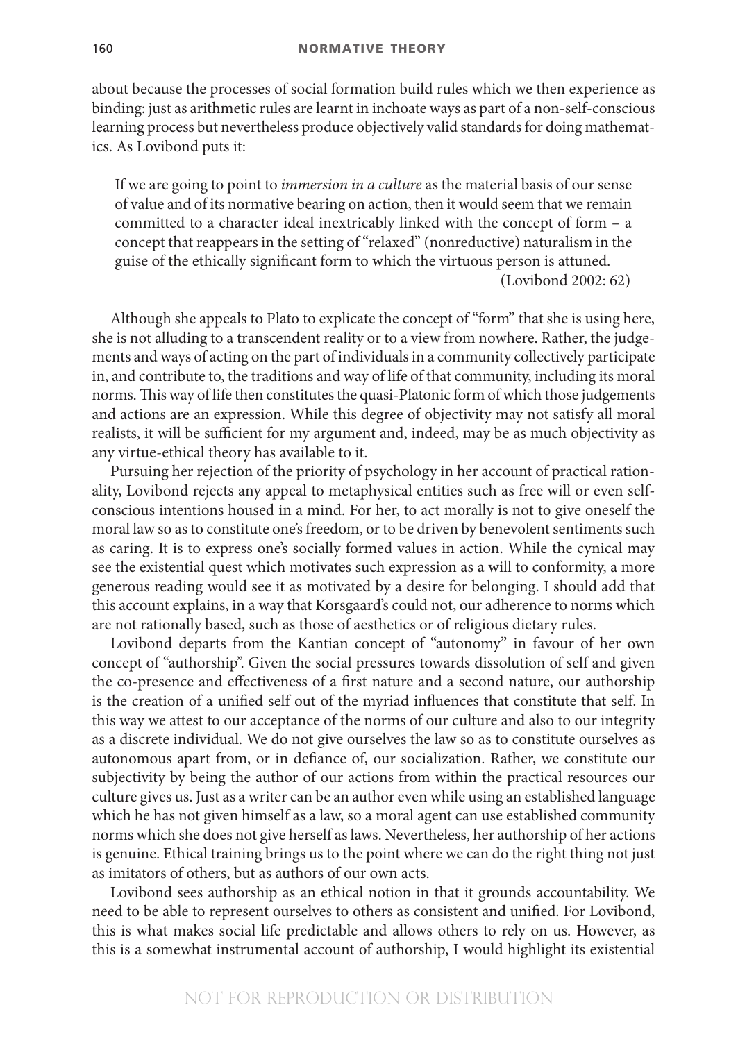about because the processes of social formation build rules which we then experience as binding: just as arithmetic rules are learnt in inchoate ways as part of a non-self-conscious learning process but nevertheless produce objectively valid standards for doing mathematics. As Lovibond puts it:

> If we are going to point to *immersion in a culture* as the material basis of our sense of value and of its normative bearing on action, then it would seem that we remain committed to a character ideal inextricably linked with the concept of form – a concept that reappears in the setting of "relaxed" (nonreductive) naturalism in the guise of the ethically significant form to which the virtuous person is attuned.
> (Lovibond 2002: 62)

Although she appeals to Plato to explicate the concept of "form" that she is using here, she is not alluding to a transcendent reality or to a view from nowhere. Rather, the judgements and ways of acting on the part of individuals in a community collectively participate in, and contribute to, the traditions and way of life of that community, including its moral norms. This way of life then constitutes the quasi-Platonic form of which those judgements and actions are an expression. While this degree of objectivity may not satisfy all moral realists, it will be sufficient for my argument and, indeed, may be as much objectivity as any virtue-ethical theory has available to it.

Pursuing her rejection of the priority of psychology in her account of practical rationality, Lovibond rejects any appeal to metaphysical entities such as free will or even self-conscious intentions housed in a mind. For her, to act morally is not to give oneself the moral law so as to constitute one's freedom, or to be driven by benevolent sentiments such as caring. It is to express one's socially formed values in action. While the cynical may see the existential quest which motivates such expression as a will to conformity, a more generous reading would see it as motivated by a desire for belonging. I should add that this account explains, in a way that Korsgaard's could not, our adherence to norms which are not rationally based, such as those of aesthetics or of religious dietary rules.

Lovibond departs from the Kantian concept of "autonomy" in favour of her own concept of "authorship". Given the social pressures towards dissolution of self and given the co-presence and effectiveness of a first nature and a second nature, our authorship is the creation of a unified self out of the myriad influences that constitute that self. In this way we attest to our acceptance of the norms of our culture and also to our integrity as a discrete individual. We do not give ourselves the law so as to constitute ourselves as autonomous apart from, or in defiance of, our socialization. Rather, we constitute our subjectivity by being the author of our actions from within the practical resources our culture gives us. Just as a writer can be an author even while using an established language which he has not given himself as a law, so a moral agent can use established community norms which she does not give herself as laws. Nevertheless, her authorship of her actions is genuine. Ethical training brings us to the point where we can do the right thing not just as imitators of others, but as authors of our own acts.

Lovibond sees authorship as an ethical notion in that it grounds accountability. We need to be able to represent ourselves to others as consistent and unified. For Lovibond, this is what makes social life predictable and allows others to rely on us. However, as this is a somewhat instrumental account of authorship, I would highlight its existential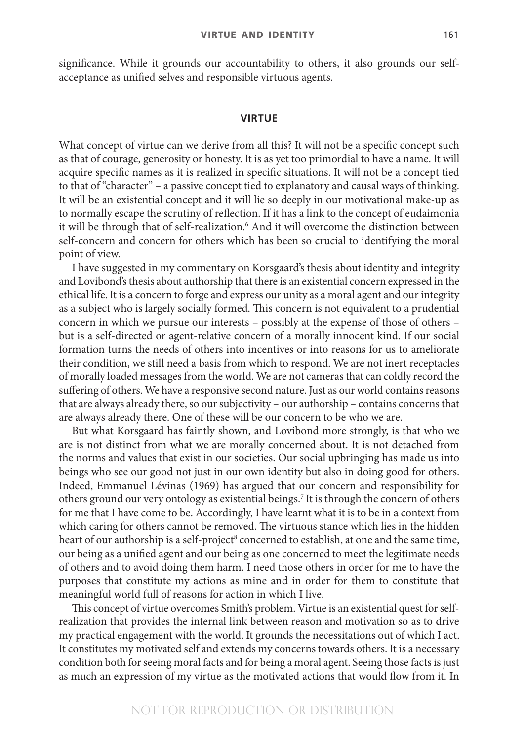significance. While it grounds our accountability to others, it also grounds our self-acceptance as unified selves and responsible virtuous agents.

## VIRTUE

What concept of virtue can we derive from all this? It will not be a specific concept such as that of courage, generosity or honesty. It is as yet too primordial to have a name. It will acquire specific names as it is realized in specific situations. It will not be a concept tied to that of "character" – a passive concept tied to explanatory and causal ways of thinking. It will be an existential concept and it will lie so deeply in our motivational make-up as to normally escape the scrutiny of reflection. If it has a link to the concept of eudaimonia it will be through that of self-realization.[6] And it will overcome the distinction between self-concern and concern for others which has been so crucial to identifying the moral point of view.

I have suggested in my commentary on Korsgaard's thesis about identity and integrity and Lovibond's thesis about authorship that there is an existential concern expressed in the ethical life. It is a concern to forge and express our unity as a moral agent and our integrity as a subject who is largely socially formed. This concern is not equivalent to a prudential concern in which we pursue our interests – possibly at the expense of those of others – but is a self-directed or agent-relative concern of a morally innocent kind. If our social formation turns the needs of others into incentives or into reasons for us to ameliorate their condition, we still need a basis from which to respond. We are not inert receptacles of morally loaded messages from the world. We are not cameras that can coldly record the suffering of others. We have a responsive second nature. Just as our world contains reasons that are always already there, so our subjectivity – our authorship – contains concerns that are always already there. One of these will be our concern to be who we are.

But what Korsgaard has faintly shown, and Lovibond more strongly, is that who we are is not distinct from what we are morally concerned about. It is not detached from the norms and values that exist in our societies. Our social upbringing has made us into beings who see our good not just in our own identity but also in doing good for others. Indeed, Emmanuel Lévinas (1969) has argued that our concern and responsibility for others ground our very ontology as existential beings.[7] It is through the concern of others for me that I have come to be. Accordingly, I have learnt what it is to be in a context from which caring for others cannot be removed. The virtuous stance which lies in the hidden heart of our authorship is a self-project[8] concerned to establish, at one and the same time, our being as a unified agent and our being as one concerned to meet the legitimate needs of others and to avoid doing them harm. I need those others in order for me to have the purposes that constitute my actions as mine and in order for them to constitute that meaningful world full of reasons for action in which I live.

This concept of virtue overcomes Smith's problem. Virtue is an existential quest for self-realization that provides the internal link between reason and motivation so as to drive my practical engagement with the world. It grounds the necessitations out of which I act. It constitutes my motivated self and extends my concerns towards others. It is a necessary condition both for seeing moral facts and for being a moral agent. Seeing those facts is just as much an expression of my virtue as the motivated actions that would flow from it. In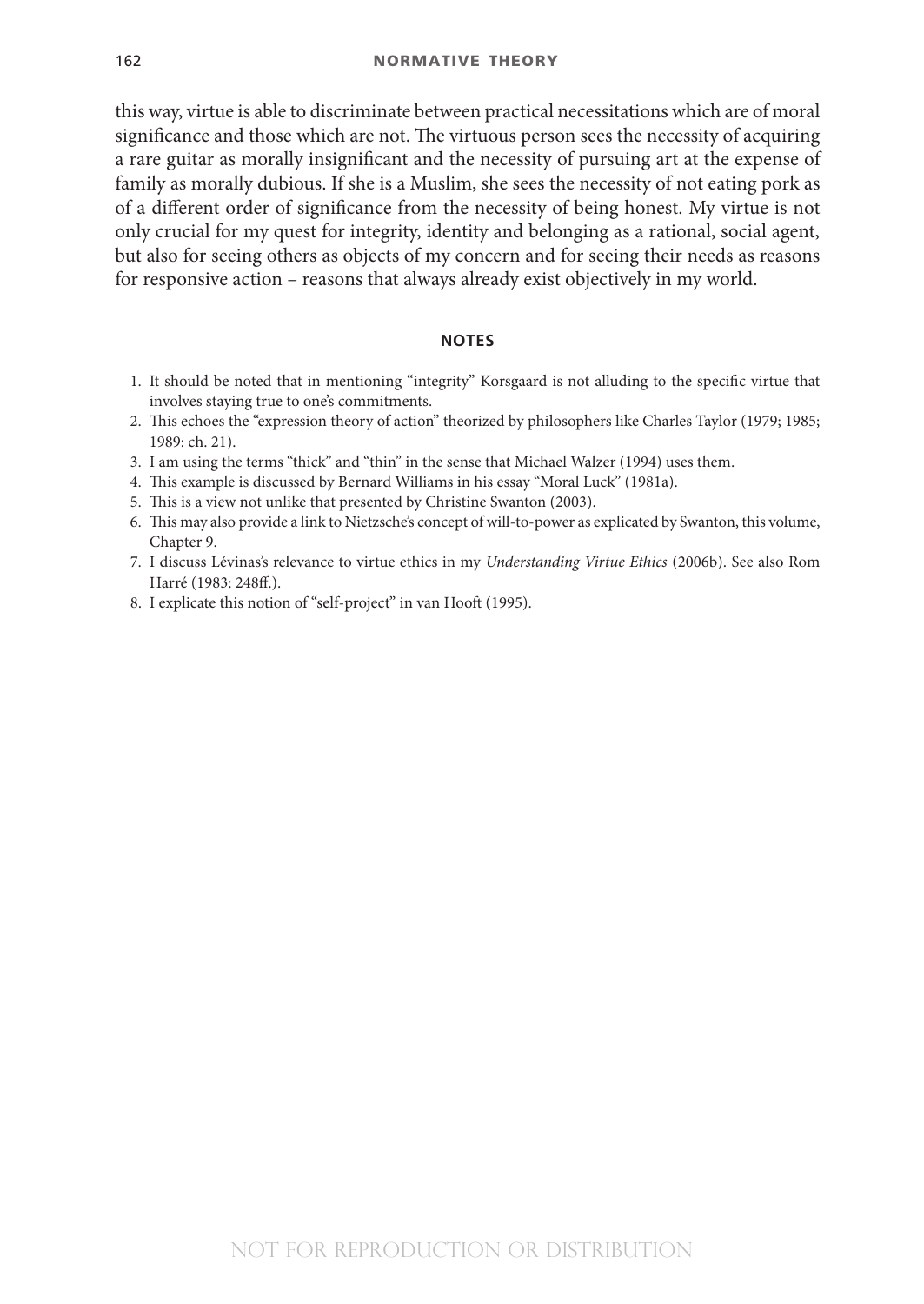this way, virtue is able to discriminate between practical necessitations which are of moral significance and those which are not. The virtuous person sees the necessity of acquiring a rare guitar as morally insignificant and the necessity of pursuing art at the expense of family as morally dubious. If she is a Muslim, she sees the necessity of not eating pork as of a different order of significance from the necessity of being honest. My virtue is not only crucial for my quest for integrity, identity and belonging as a rational, social agent, but also for seeing others as objects of my concern and for seeing their needs as reasons for responsive action – reasons that always already exist objectively in my world.

## NOTES

1. It should be noted that in mentioning "integrity" Korsgaard is not alluding to the specific virtue that involves staying true to one's commitments.
2. This echoes the "expression theory of action" theorized by philosophers like Charles Taylor (1979; 1985; 1989: ch. 21).
3. I am using the terms "thick" and "thin" in the sense that Michael Walzer (1994) uses them.
4. This example is discussed by Bernard Williams in his essay "Moral Luck" (1981a).
5. This is a view not unlike that presented by Christine Swanton (2003).
6. This may also provide a link to Nietzsche's concept of will-to-power as explicated by Swanton, this volume, Chapter 9.
7. I discuss Lévinas's relevance to virtue ethics in my *Understanding Virtue Ethics* (2006b). See also Rom Harré (1983: 248ff.).
8. I explicate this notion of "self-project" in van Hooft (1995).